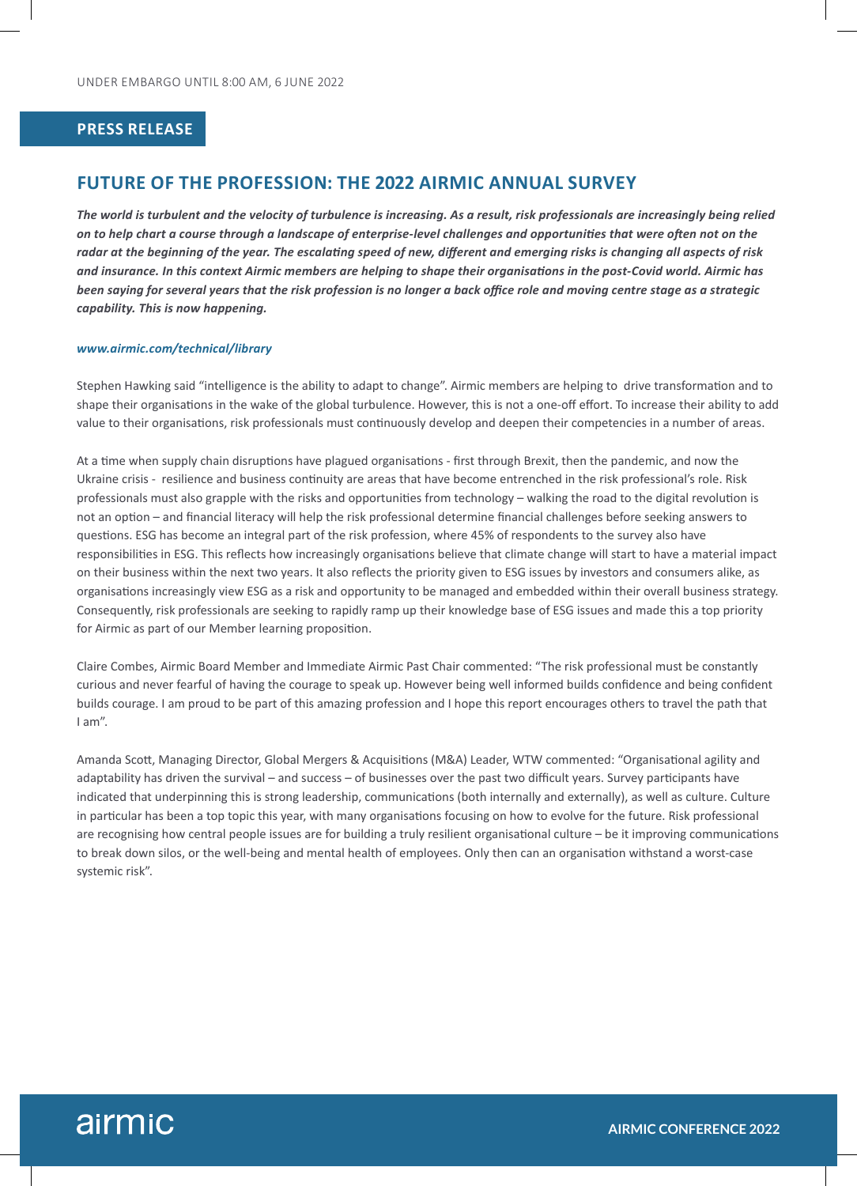UNDER EMBARGO UNTIL 8:00 AM, 6 JUNE 2022

**PRESS RELEASE**

# FUTURE OF THE PROFESSION: THE 2022 AIRMIC ANNUAL SURVEY

***The world is turbulent and the velocity of turbulence is increasing. As a result, risk professionals are increasingly being relied on to help chart a course through a landscape of enterprise-level challenges and opportunities that were often not on the radar at the beginning of the year. The escalating speed of new, different and emerging risks is changing all aspects of risk and insurance. In this context Airmic members are helping to shape their organisations in the post-Covid world. Airmic has been saying for several years that the risk profession is no longer a back office role and moving centre stage as a strategic capability. This is now happening.***

***www.airmic.com/technical/library***

Stephen Hawking said "intelligence is the ability to adapt to change". Airmic members are helping to drive transformation and to shape their organisations in the wake of the global turbulence. However, this is not a one-off effort. To increase their ability to add value to their organisations, risk professionals must continuously develop and deepen their competencies in a number of areas.

At a time when supply chain disruptions have plagued organisations - first through Brexit, then the pandemic, and now the Ukraine crisis - resilience and business continuity are areas that have become entrenched in the risk professional's role. Risk professionals must also grapple with the risks and opportunities from technology – walking the road to the digital revolution is not an option – and financial literacy will help the risk professional determine financial challenges before seeking answers to questions. ESG has become an integral part of the risk profession, where 45% of respondents to the survey also have responsibilities in ESG. This reflects how increasingly organisations believe that climate change will start to have a material impact on their business within the next two years. It also reflects the priority given to ESG issues by investors and consumers alike, as organisations increasingly view ESG as a risk and opportunity to be managed and embedded within their overall business strategy. Consequently, risk professionals are seeking to rapidly ramp up their knowledge base of ESG issues and made this a top priority for Airmic as part of our Member learning proposition.

Claire Combes, Airmic Board Member and Immediate Airmic Past Chair commented: "The risk professional must be constantly curious and never fearful of having the courage to speak up. However being well informed builds confidence and being confident builds courage. I am proud to be part of this amazing profession and I hope this report encourages others to travel the path that I am".

Amanda Scott, Managing Director, Global Mergers & Acquisitions (M&A) Leader, WTW commented: "Organisational agility and adaptability has driven the survival – and success – of businesses over the past two difficult years. Survey participants have indicated that underpinning this is strong leadership, communications (both internally and externally), as well as culture. Culture in particular has been a top topic this year, with many organisations focusing on how to evolve for the future. Risk professional are recognising how central people issues are for building a truly resilient organisational culture – be it improving communications to break down silos, or the well-being and mental health of employees. Only then can an organisation withstand a worst-case systemic risk".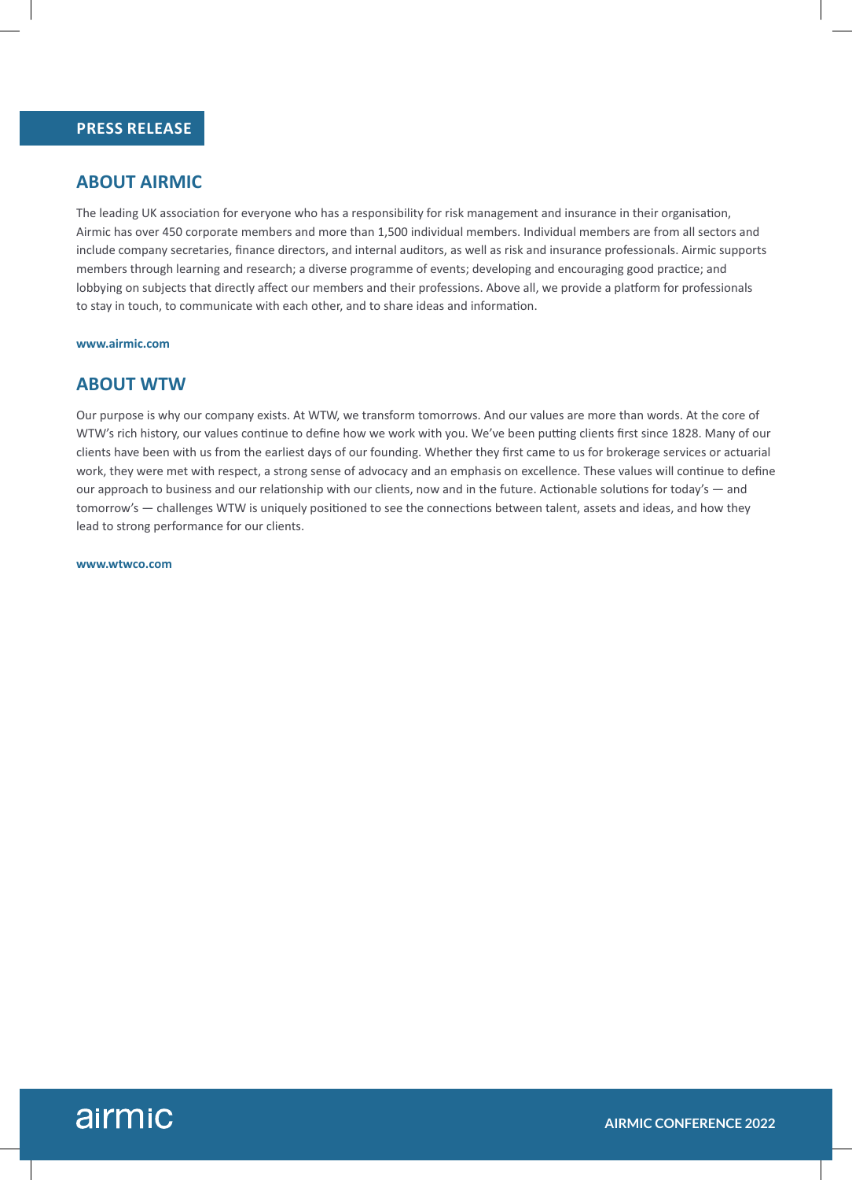PRESS RELEASE

## ABOUT AIRMIC

The leading UK association for everyone who has a responsibility for risk management and insurance in their organisation, Airmic has over 450 corporate members and more than 1,500 individual members. Individual members are from all sectors and include company secretaries, finance directors, and internal auditors, as well as risk and insurance professionals. Airmic supports members through learning and research; a diverse programme of events; developing and encouraging good practice; and lobbying on subjects that directly affect our members and their professions. Above all, we provide a platform for professionals to stay in touch, to communicate with each other, and to share ideas and information.

**www.airmic.com**

## ABOUT WTW

Our purpose is why our company exists. At WTW, we transform tomorrows. And our values are more than words. At the core of WTW's rich history, our values continue to define how we work with you. We've been putting clients first since 1828. Many of our clients have been with us from the earliest days of our founding. Whether they first came to us for brokerage services or actuarial work, they were met with respect, a strong sense of advocacy and an emphasis on excellence. These values will continue to define our approach to business and our relationship with our clients, now and in the future. Actionable solutions for today's — and tomorrow's — challenges WTW is uniquely positioned to see the connections between talent, assets and ideas, and how they lead to strong performance for our clients.

**www.wtwco.com**